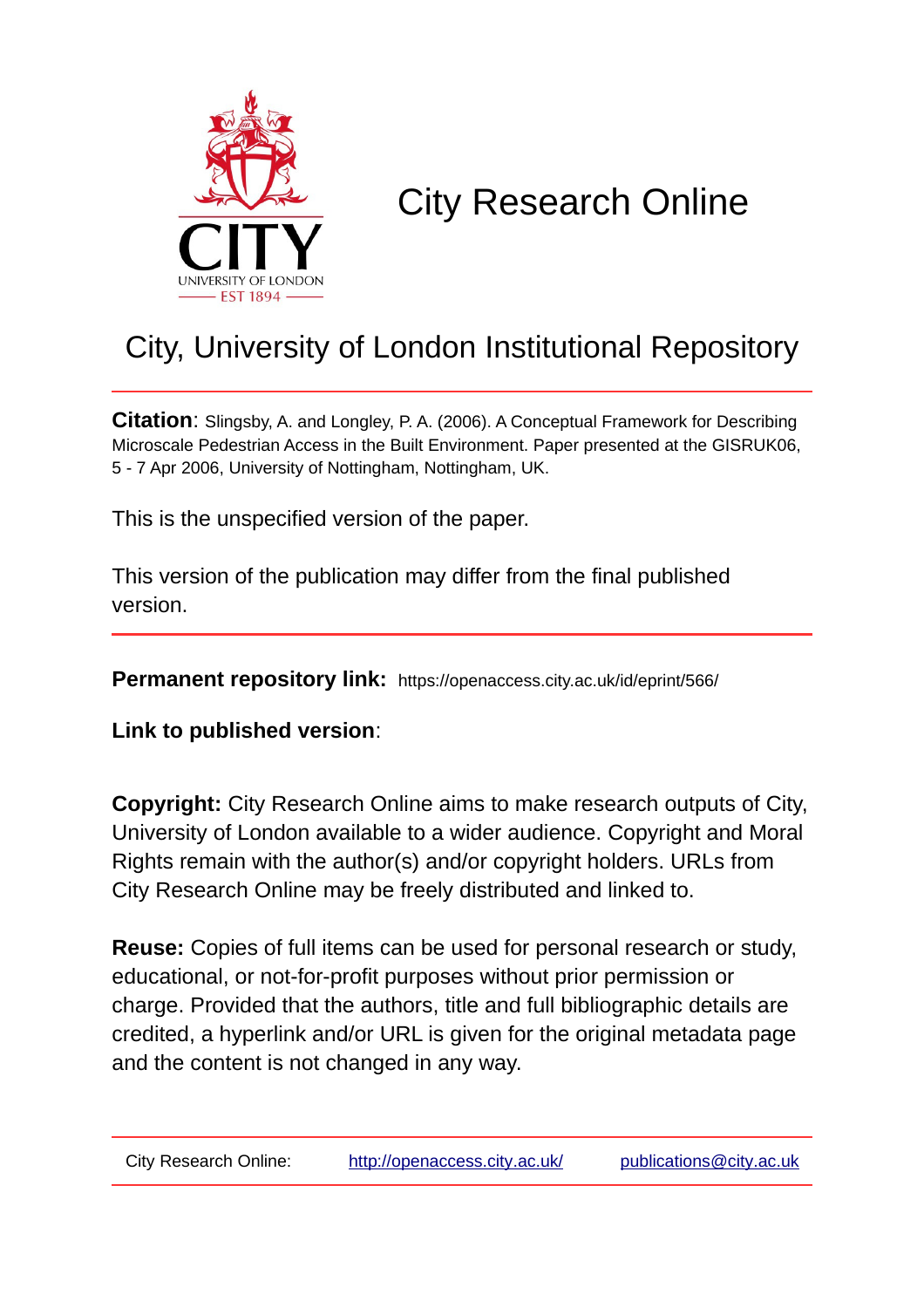CITY
UNIVERSITY OF LONDON
EST 1894

# City Research Online

## City, University of London Institutional Repository

**Citation**: Slingsby, A. and Longley, P. A. (2006). A Conceptual Framework for Describing Microscale Pedestrian Access in the Built Environment. Paper presented at the GISRUK06, 5 - 7 Apr 2006, University of Nottingham, Nottingham, UK.

This is the unspecified version of the paper.

This version of the publication may differ from the final published version.

**Permanent repository link:** https://openaccess.city.ac.uk/id/eprint/566/

**Link to published version**:

**Copyright:** City Research Online aims to make research outputs of City, University of London available to a wider audience. Copyright and Moral Rights remain with the author(s) and/or copyright holders. URLs from City Research Online may be freely distributed and linked to.

**Reuse:** Copies of full items can be used for personal research or study, educational, or not-for-profit purposes without prior permission or charge. Provided that the authors, title and full bibliographic details are credited, a hyperlink and/or URL is given for the original metadata page and the content is not changed in any way.

City Research Online: http://openaccess.city.ac.uk/ publications@city.ac.uk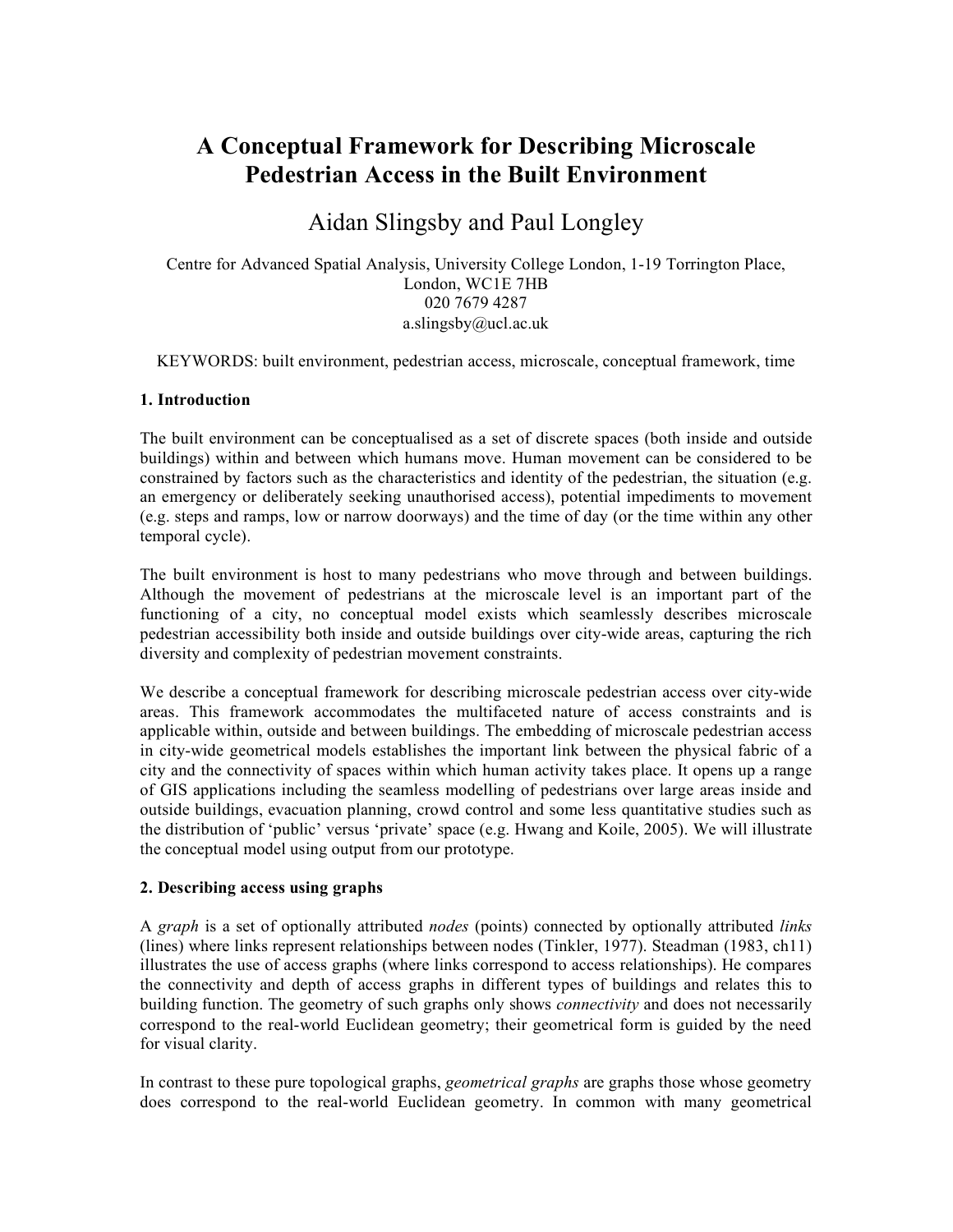# A Conceptual Framework for Describing Microscale Pedestrian Access in the Built Environment

Aidan Slingsby and Paul Longley

Centre for Advanced Spatial Analysis, University College London, 1-19 Torrington Place, London, WC1E 7HB
020 7679 4287
a.slingsby@ucl.ac.uk

KEYWORDS: built environment, pedestrian access, microscale, conceptual framework, time

## 1. Introduction

The built environment can be conceptualised as a set of discrete spaces (both inside and outside buildings) within and between which humans move. Human movement can be considered to be constrained by factors such as the characteristics and identity of the pedestrian, the situation (e.g. an emergency or deliberately seeking unauthorised access), potential impediments to movement (e.g. steps and ramps, low or narrow doorways) and the time of day (or the time within any other temporal cycle).

The built environment is host to many pedestrians who move through and between buildings. Although the movement of pedestrians at the microscale level is an important part of the functioning of a city, no conceptual model exists which seamlessly describes microscale pedestrian accessibility both inside and outside buildings over city-wide areas, capturing the rich diversity and complexity of pedestrian movement constraints.

We describe a conceptual framework for describing microscale pedestrian access over city-wide areas. This framework accommodates the multifaceted nature of access constraints and is applicable within, outside and between buildings. The embedding of microscale pedestrian access in city-wide geometrical models establishes the important link between the physical fabric of a city and the connectivity of spaces within which human activity takes place. It opens up a range of GIS applications including the seamless modelling of pedestrians over large areas inside and outside buildings, evacuation planning, crowd control and some less quantitative studies such as the distribution of 'public' versus 'private' space (e.g. Hwang and Koile, 2005). We will illustrate the conceptual model using output from our prototype.

## 2. Describing access using graphs

A *graph* is a set of optionally attributed *nodes* (points) connected by optionally attributed *links* (lines) where links represent relationships between nodes (Tinkler, 1977). Steadman (1983, ch11) illustrates the use of access graphs (where links correspond to access relationships). He compares the connectivity and depth of access graphs in different types of buildings and relates this to building function. The geometry of such graphs only shows *connectivity* and does not necessarily correspond to the real-world Euclidean geometry; their geometrical form is guided by the need for visual clarity.

In contrast to these pure topological graphs, *geometrical graphs* are graphs those whose geometry does correspond to the real-world Euclidean geometry. In common with many geometrical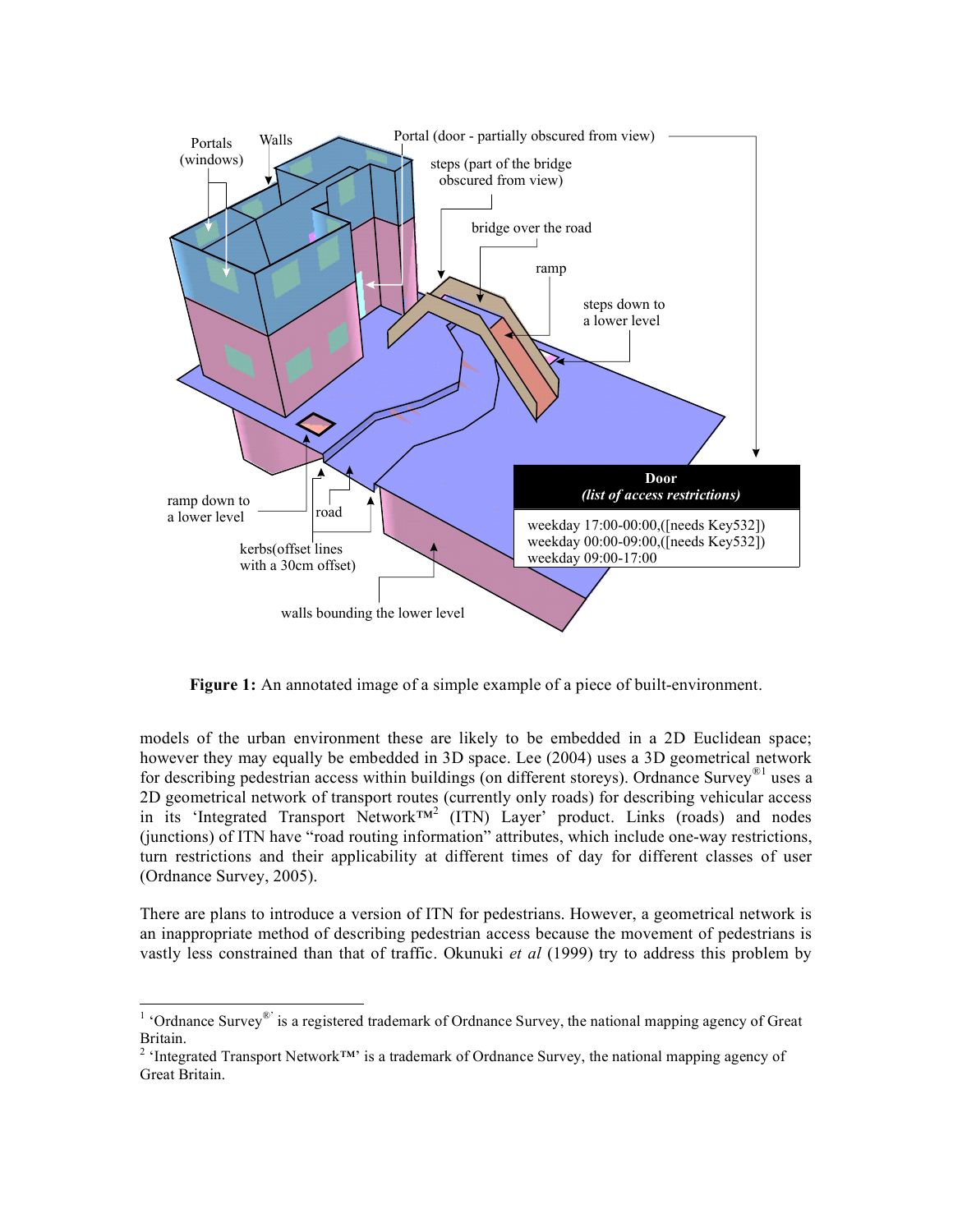**Figure 1:** An annotated image of a simple example of a piece of built-environment.

models of the urban environment these are likely to be embedded in a 2D Euclidean space; however they may equally be embedded in 3D space. Lee (2004) uses a 3D geometrical network for describing pedestrian access within buildings (on different storeys). Ordnance Survey®[1] uses a 2D geometrical network of transport routes (currently only roads) for describing vehicular access in its 'Integrated Transport Network™[2] (ITN) Layer' product. Links (roads) and nodes (junctions) of ITN have "road routing information" attributes, which include one-way restrictions, turn restrictions and their applicability at different times of day for different classes of user (Ordnance Survey, 2005).

There are plans to introduce a version of ITN for pedestrians. However, a geometrical network is an inappropriate method of describing pedestrian access because the movement of pedestrians is vastly less constrained than that of traffic. Okunuki *et al* (1999) try to address this problem by

---

[1] 'Ordnance Survey®' is a registered trademark of Ordnance Survey, the national mapping agency of Great Britain.

[2] 'Integrated Transport Network™' is a trademark of Ordnance Survey, the national mapping agency of Great Britain.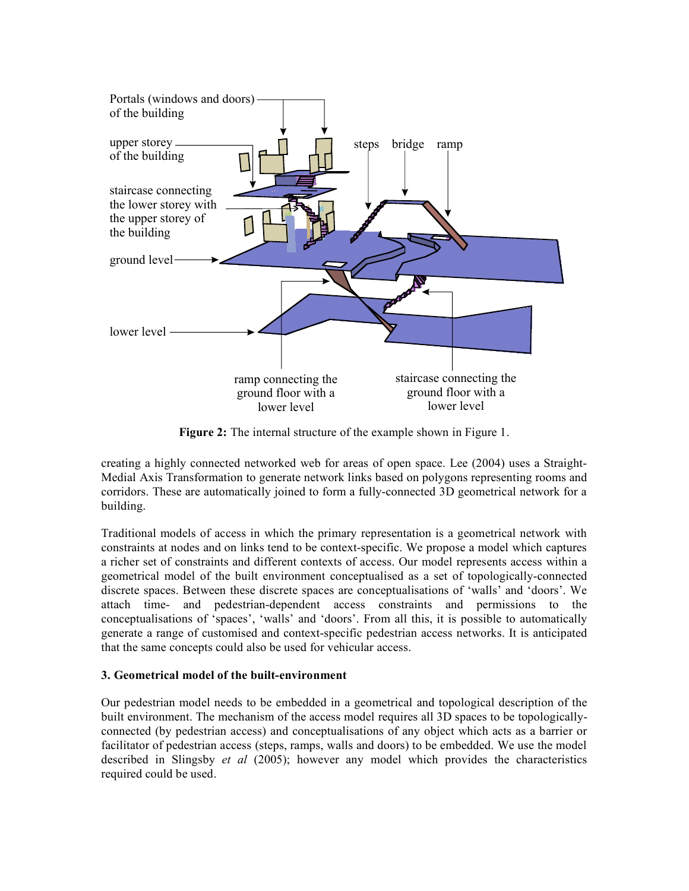**Figure 2:** The internal structure of the example shown in Figure 1.

creating a highly connected networked web for areas of open space. Lee (2004) uses a Straight-Medial Axis Transformation to generate network links based on polygons representing rooms and corridors. These are automatically joined to form a fully-connected 3D geometrical network for a building.

Traditional models of access in which the primary representation is a geometrical network with constraints at nodes and on links tend to be context-specific. We propose a model which captures a richer set of constraints and different contexts of access. Our model represents access within a geometrical model of the built environment conceptualised as a set of topologically-connected discrete spaces. Between these discrete spaces are conceptualisations of 'walls' and 'doors'. We attach time- and pedestrian-dependent access constraints and permissions to the conceptualisations of 'spaces', 'walls' and 'doors'. From all this, it is possible to automatically generate a range of customised and context-specific pedestrian access networks. It is anticipated that the same concepts could also be used for vehicular access.

### 3. Geometrical model of the built-environment

Our pedestrian model needs to be embedded in a geometrical and topological description of the built environment. The mechanism of the access model requires all 3D spaces to be topologically-connected (by pedestrian access) and conceptualisations of any object which acts as a barrier or facilitator of pedestrian access (steps, ramps, walls and doors) to be embedded. We use the model described in Slingsby *et al* (2005); however any model which provides the characteristics required could be used.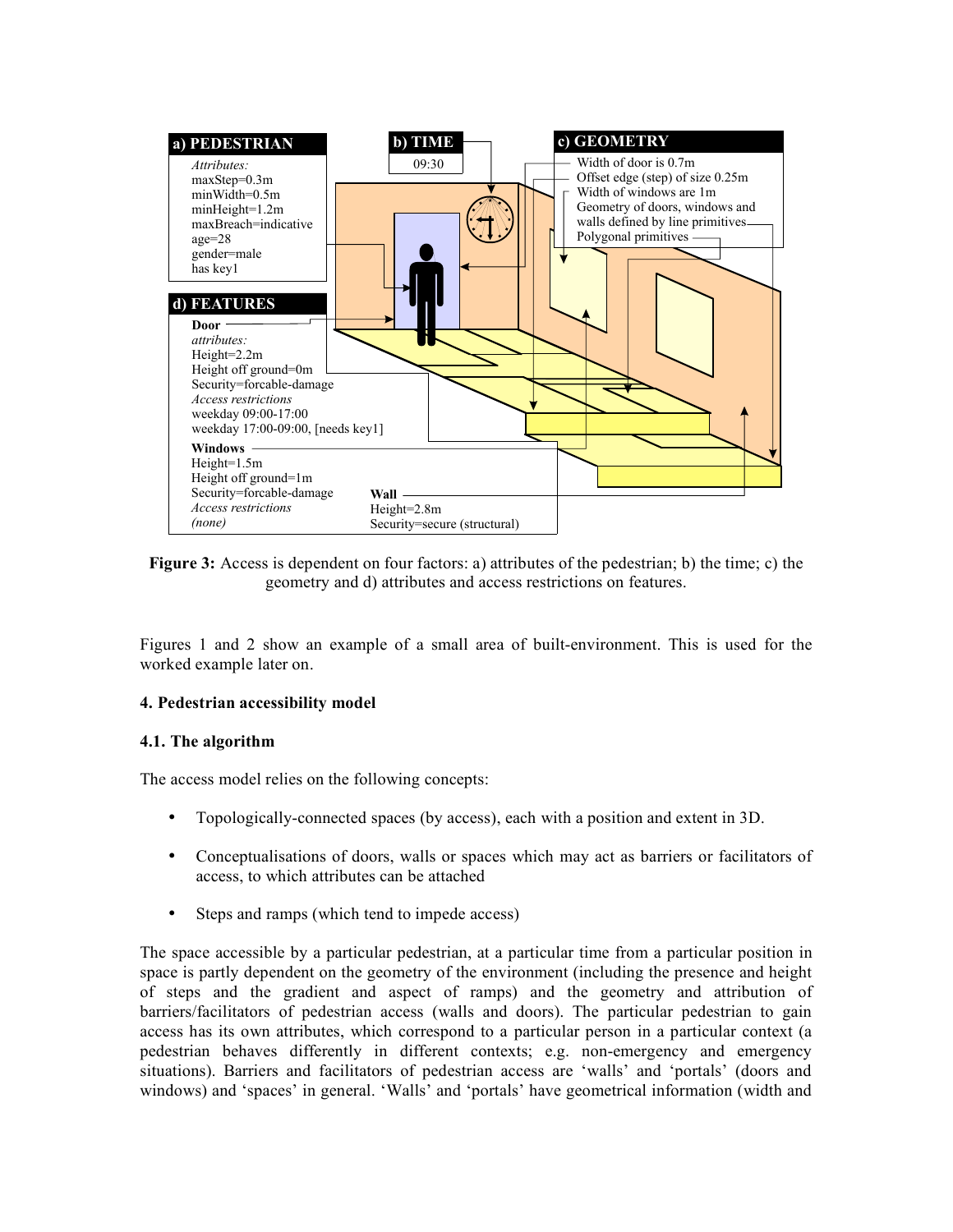a) PEDESTRIAN

*Attributes:*
maxStep=0.3m
minWidth=0.5m
minHeight=1.2m
maxBreach=indicative
age=28
gender=male
has key1

b) TIME

09:30

c) GEOMETRY

Width of door is 0.7m
Offset edge (step) of size 0.25m
Width of windows are 1m
Geometry of doors, windows and walls defined by line primitives
Polygonal primitives

d) FEATURES

**Door**
*attributes:*
Height=2.2m
Height off ground=0m
Security=forcable-damage
*Access restrictions*
weekday 09:00-17:00
weekday 17:00-09:00, [needs key1]

**Windows**
Height=1.5m
Height off ground=1m
Security=forcable-damage
*Access restrictions*
*(none)*

**Wall**
Height=2.8m
Security=secure (structural)

**Figure 3:** Access is dependent on four factors: a) attributes of the pedestrian; b) the time; c) the geometry and d) attributes and access restrictions on features.

Figures 1 and 2 show an example of a small area of built-environment. This is used for the worked example later on.

**4. Pedestrian accessibility model**

**4.1. The algorithm**

The access model relies on the following concepts:

- Topologically-connected spaces (by access), each with a position and extent in 3D.
- Conceptualisations of doors, walls or spaces which may act as barriers or facilitators of access, to which attributes can be attached
- Steps and ramps (which tend to impede access)

The space accessible by a particular pedestrian, at a particular time from a particular position in space is partly dependent on the geometry of the environment (including the presence and height of steps and the gradient and aspect of ramps) and the geometry and attribution of barriers/facilitators of pedestrian access (walls and doors). The particular pedestrian to gain access has its own attributes, which correspond to a particular person in a particular context (a pedestrian behaves differently in different contexts; e.g. non-emergency and emergency situations). Barriers and facilitators of pedestrian access are 'walls' and 'portals' (doors and windows) and 'spaces' in general. 'Walls' and 'portals' have geometrical information (width and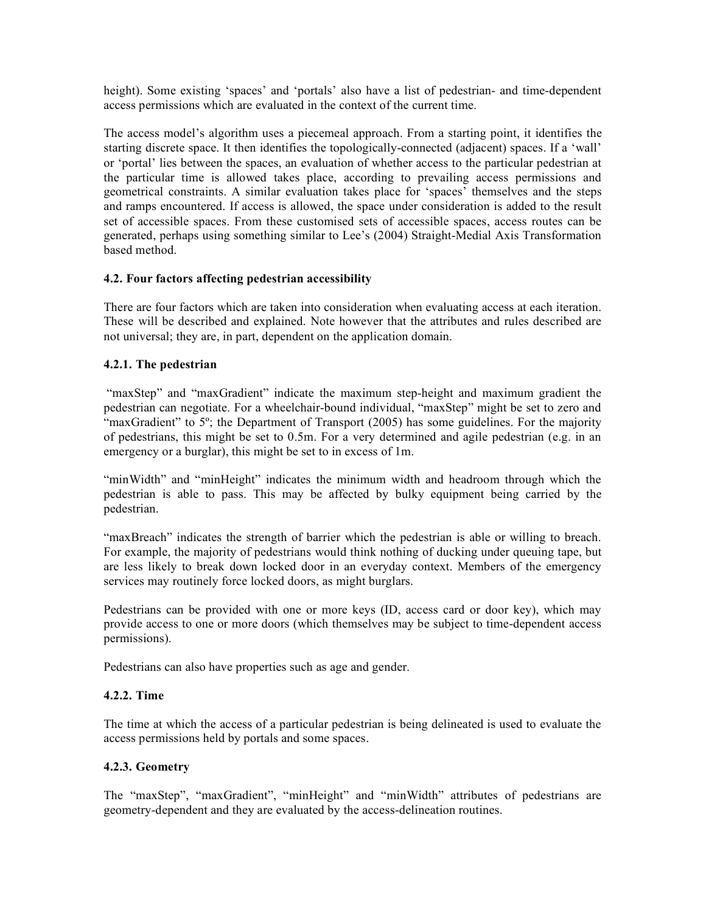height). Some existing 'spaces' and 'portals' also have a list of pedestrian- and time-dependent access permissions which are evaluated in the context of the current time.

The access model's algorithm uses a piecemeal approach. From a starting point, it identifies the starting discrete space. It then identifies the topologically-connected (adjacent) spaces. If a 'wall' or 'portal' lies between the spaces, an evaluation of whether access to the particular pedestrian at the particular time is allowed takes place, according to prevailing access permissions and geometrical constraints. A similar evaluation takes place for 'spaces' themselves and the steps and ramps encountered. If access is allowed, the space under consideration is added to the result set of accessible spaces. From these customised sets of accessible spaces, access routes can be generated, perhaps using something similar to Lee's (2004) Straight-Medial Axis Transformation based method.

### 4.2. Four factors affecting pedestrian accessibility

There are four factors which are taken into consideration when evaluating access at each iteration. These will be described and explained. Note however that the attributes and rules described are not universal; they are, in part, dependent on the application domain.

#### 4.2.1. The pedestrian

"maxStep" and "maxGradient" indicate the maximum step-height and maximum gradient the pedestrian can negotiate. For a wheelchair-bound individual, "maxStep" might be set to zero and "maxGradient" to 5º; the Department of Transport (2005) has some guidelines. For the majority of pedestrians, this might be set to 0.5m. For a very determined and agile pedestrian (e.g. in an emergency or a burglar), this might be set to in excess of 1m.

"minWidth" and "minHeight" indicates the minimum width and headroom through which the pedestrian is able to pass. This may be affected by bulky equipment being carried by the pedestrian.

"maxBreach" indicates the strength of barrier which the pedestrian is able or willing to breach. For example, the majority of pedestrians would think nothing of ducking under queuing tape, but are less likely to break down locked door in an everyday context. Members of the emergency services may routinely force locked doors, as might burglars.

Pedestrians can be provided with one or more keys (ID, access card or door key), which may provide access to one or more doors (which themselves may be subject to time-dependent access permissions).

Pedestrians can also have properties such as age and gender.

#### 4.2.2. Time

The time at which the access of a particular pedestrian is being delineated is used to evaluate the access permissions held by portals and some spaces.

#### 4.2.3. Geometry

The "maxStep", "maxGradient", "minHeight" and "minWidth" attributes of pedestrians are geometry-dependent and they are evaluated by the access-delineation routines.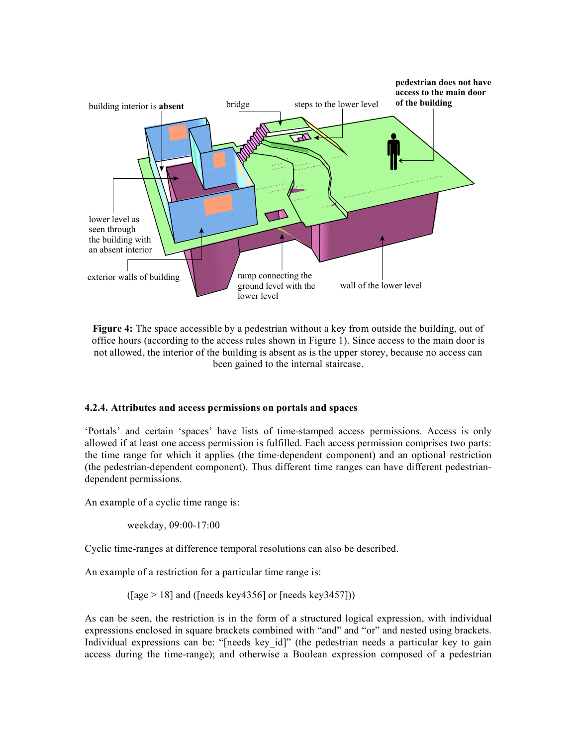**Figure 4:** The space accessible by a pedestrian without a key from outside the building, out of office hours (according to the access rules shown in Figure 1). Since access to the main door is not allowed, the interior of the building is absent as is the upper storey, because no access can been gained to the internal staircase.

#### 4.2.4. Attributes and access permissions on portals and spaces

'Portals' and certain 'spaces' have lists of time-stamped access permissions. Access is only allowed if at least one access permission is fulfilled. Each access permission comprises two parts: the time range for which it applies (the time-dependent component) and an optional restriction (the pedestrian-dependent component). Thus different time ranges can have different pedestrian-dependent permissions.

An example of a cyclic time range is:

> weekday, 09:00-17:00

Cyclic time-ranges at difference temporal resolutions can also be described.

An example of a restriction for a particular time range is:

> ([age > 18] and ([needs key4356] or [needs key3457]))

As can be seen, the restriction is in the form of a structured logical expression, with individual expressions enclosed in square brackets combined with "and" and "or" and nested using brackets. Individual expressions can be: "[needs key_id]" (the pedestrian needs a particular key to gain access during the time-range); and otherwise a Boolean expression composed of a pedestrian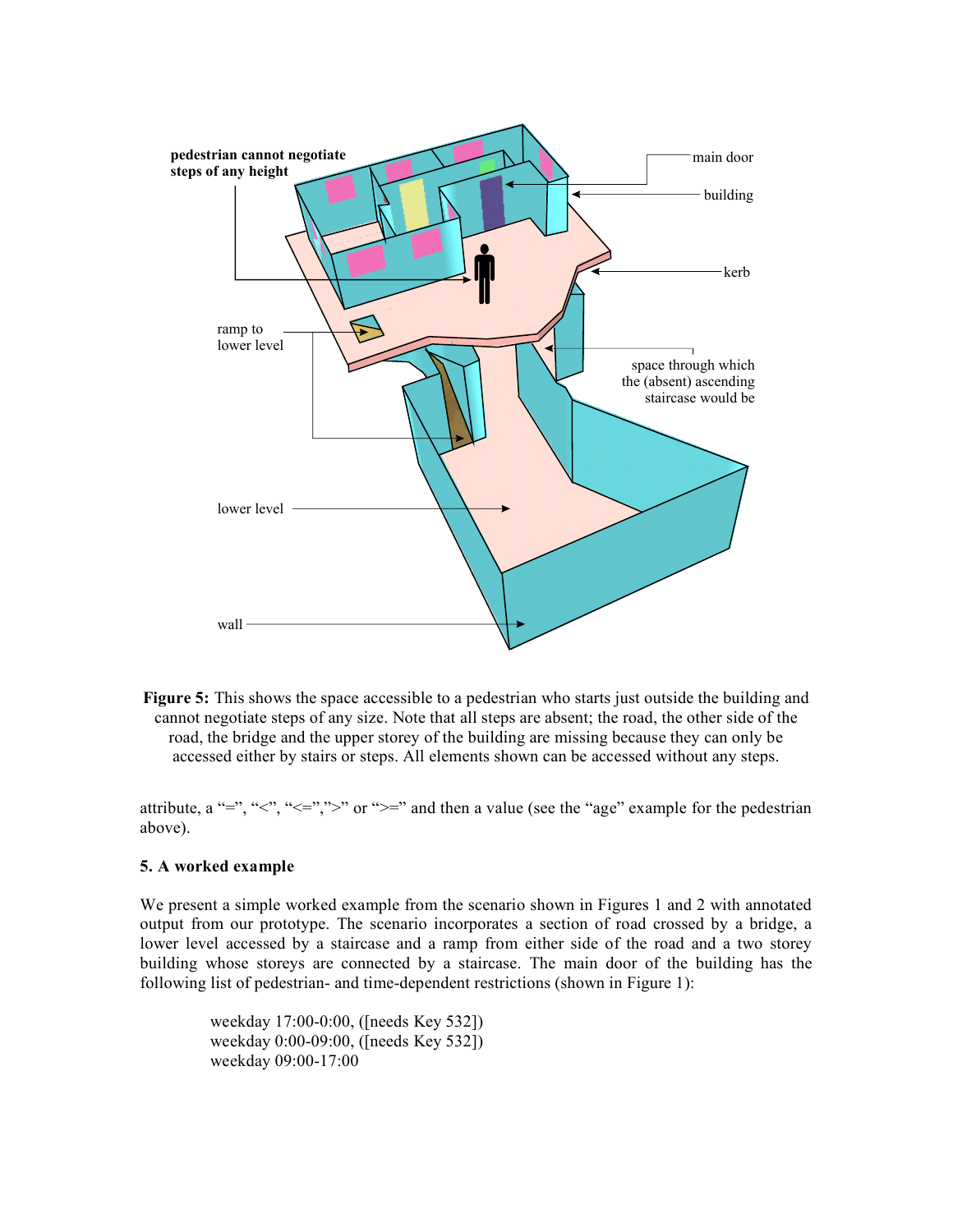**Figure 5:** This shows the space accessible to a pedestrian who starts just outside the building and cannot negotiate steps of any size. Note that all steps are absent; the road, the other side of the road, the bridge and the upper storey of the building are missing because they can only be accessed either by stairs or steps. All elements shown can be accessed without any steps.

attribute, a "=", "<", "<=",">" or ">=" and then a value (see the "age" example for the pedestrian above).

## 5. A worked example

We present a simple worked example from the scenario shown in Figures 1 and 2 with annotated output from our prototype. The scenario incorporates a section of road crossed by a bridge, a lower level accessed by a staircase and a ramp from either side of the road and a two storey building whose storeys are connected by a staircase. The main door of the building has the following list of pedestrian- and time-dependent restrictions (shown in Figure 1):

weekday 17:00-0:00, ([needs Key 532])
weekday 0:00-09:00, ([needs Key 532])
weekday 09:00-17:00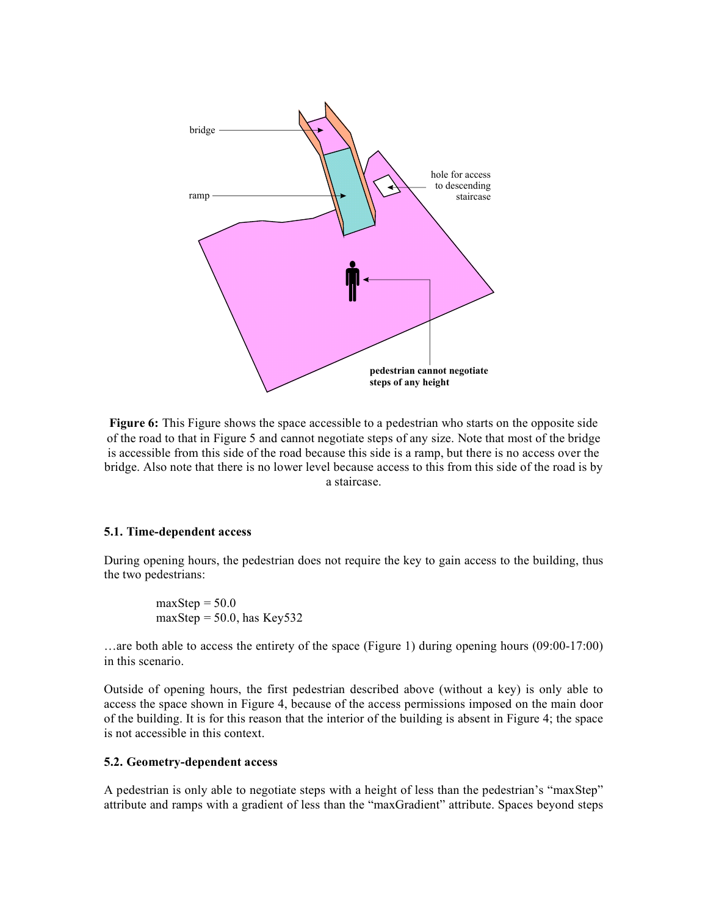**Figure 6:** This Figure shows the space accessible to a pedestrian who starts on the opposite side of the road to that in Figure 5 and cannot negotiate steps of any size. Note that most of the bridge is accessible from this side of the road because this side is a ramp, but there is no access over the bridge. Also note that there is no lower level because access to this from this side of the road is by a staircase.

### 5.1. Time-dependent access

During opening hours, the pedestrian does not require the key to gain access to the building, thus the two pedestrians:

> maxStep = 50.0
> maxStep = 50.0, has Key532

…are both able to access the entirety of the space (Figure 1) during opening hours (09:00-17:00) in this scenario.

Outside of opening hours, the first pedestrian described above (without a key) is only able to access the space shown in Figure 4, because of the access permissions imposed on the main door of the building. It is for this reason that the interior of the building is absent in Figure 4; the space is not accessible in this context.

### 5.2. Geometry-dependent access

A pedestrian is only able to negotiate steps with a height of less than the pedestrian's "maxStep" attribute and ramps with a gradient of less than the "maxGradient" attribute. Spaces beyond steps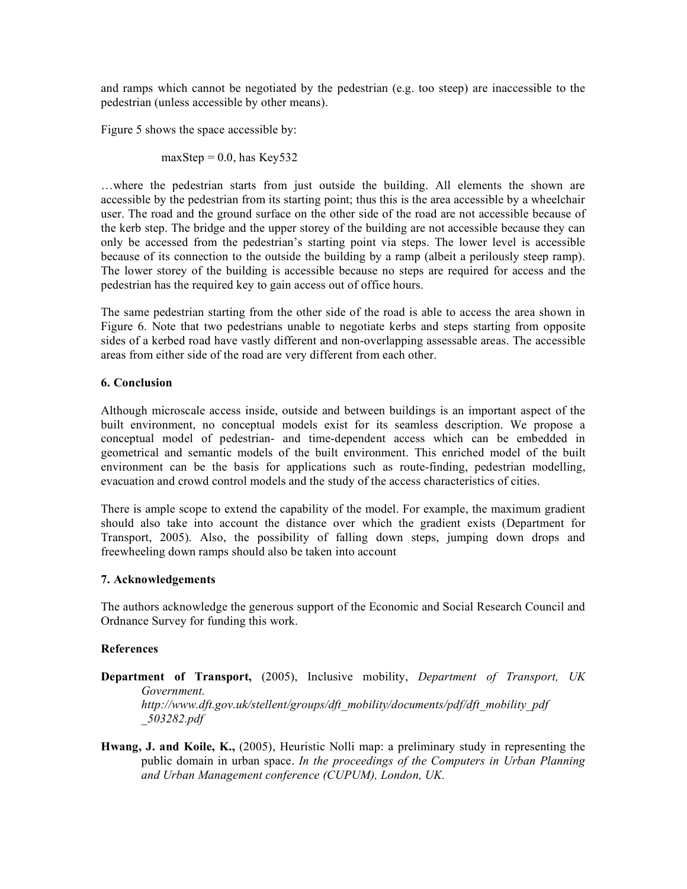and ramps which cannot be negotiated by the pedestrian (e.g. too steep) are inaccessible to the pedestrian (unless accessible by other means).

Figure 5 shows the space accessible by:

maxStep = 0.0, has Key532

…where the pedestrian starts from just outside the building. All elements the shown are accessible by the pedestrian from its starting point; thus this is the area accessible by a wheelchair user. The road and the ground surface on the other side of the road are not accessible because of the kerb step. The bridge and the upper storey of the building are not accessible because they can only be accessed from the pedestrian's starting point via steps. The lower level is accessible because of its connection to the outside the building by a ramp (albeit a perilously steep ramp). The lower storey of the building is accessible because no steps are required for access and the pedestrian has the required key to gain access out of office hours.

The same pedestrian starting from the other side of the road is able to access the area shown in Figure 6. Note that two pedestrians unable to negotiate kerbs and steps starting from opposite sides of a kerbed road have vastly different and non-overlapping assessable areas. The accessible areas from either side of the road are very different from each other.

### 6. Conclusion

Although microscale access inside, outside and between buildings is an important aspect of the built environment, no conceptual models exist for its seamless description. We propose a conceptual model of pedestrian- and time-dependent access which can be embedded in geometrical and semantic models of the built environment. This enriched model of the built environment can be the basis for applications such as route-finding, pedestrian modelling, evacuation and crowd control models and the study of the access characteristics of cities.

There is ample scope to extend the capability of the model. For example, the maximum gradient should also take into account the distance over which the gradient exists (Department for Transport, 2005). Also, the possibility of falling down steps, jumping down drops and freewheeling down ramps should also be taken into account

### 7. Acknowledgements

The authors acknowledge the generous support of the Economic and Social Research Council and Ordnance Survey for funding this work.

### References

**Department of Transport,** (2005), Inclusive mobility, *Department of Transport, UK Government. http://www.dft.gov.uk/stellent/groups/dft_mobility/documents/pdf/dft_mobility_pdf_503282.pdf*

**Hwang, J. and Koile, K.,** (2005), Heuristic Nolli map: a preliminary study in representing the public domain in urban space. *In the proceedings of the Computers in Urban Planning and Urban Management conference (CUPUM), London, UK.*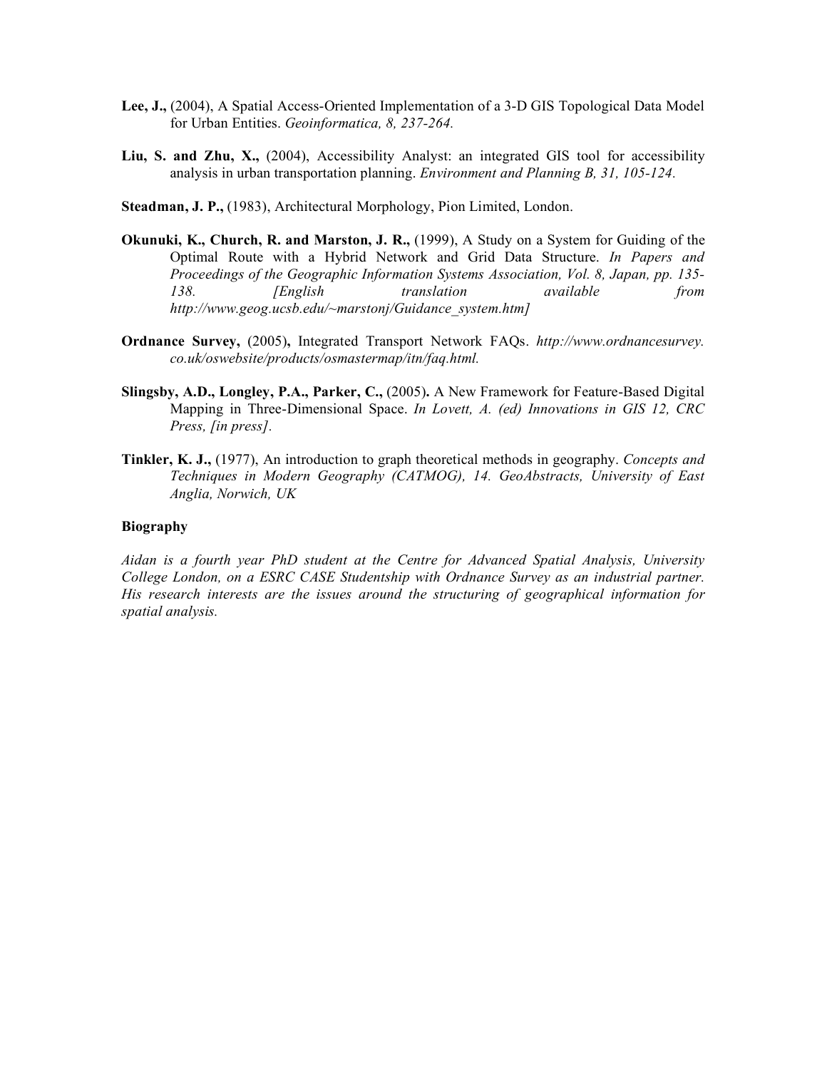**Lee, J.,** (2004), A Spatial Access-Oriented Implementation of a 3-D GIS Topological Data Model for Urban Entities. *Geoinformatica, 8, 237-264.*

**Liu, S. and Zhu, X.,** (2004), Accessibility Analyst: an integrated GIS tool for accessibility analysis in urban transportation planning. *Environment and Planning B, 31, 105-124.*

**Steadman, J. P.,** (1983), Architectural Morphology, Pion Limited, London.

**Okunuki, K., Church, R. and Marston, J. R.,** (1999), A Study on a System for Guiding of the Optimal Route with a Hybrid Network and Grid Data Structure. *In Papers and Proceedings of the Geographic Information Systems Association, Vol. 8, Japan, pp. 135-138. [English translation available from http://www.geog.ucsb.edu/~marstonj/Guidance_system.htm]*

**Ordnance Survey,** (2005)**,** Integrated Transport Network FAQs. *http://www.ordnancesurvey.co.uk/oswebsite/products/osmastermap/itn/faq.html.*

**Slingsby, A.D., Longley, P.A., Parker, C.,** (2005)**.** A New Framework for Feature-Based Digital Mapping in Three-Dimensional Space. *In Lovett, A. (ed) Innovations in GIS 12, CRC Press, [in press].*

**Tinkler, K. J.,** (1977), An introduction to graph theoretical methods in geography. *Concepts and Techniques in Modern Geography (CATMOG), 14. GeoAbstracts, University of East Anglia, Norwich, UK*

**Biography**

*Aidan is a fourth year PhD student at the Centre for Advanced Spatial Analysis, University College London, on a ESRC CASE Studentship with Ordnance Survey as an industrial partner. His research interests are the issues around the structuring of geographical information for spatial analysis.*